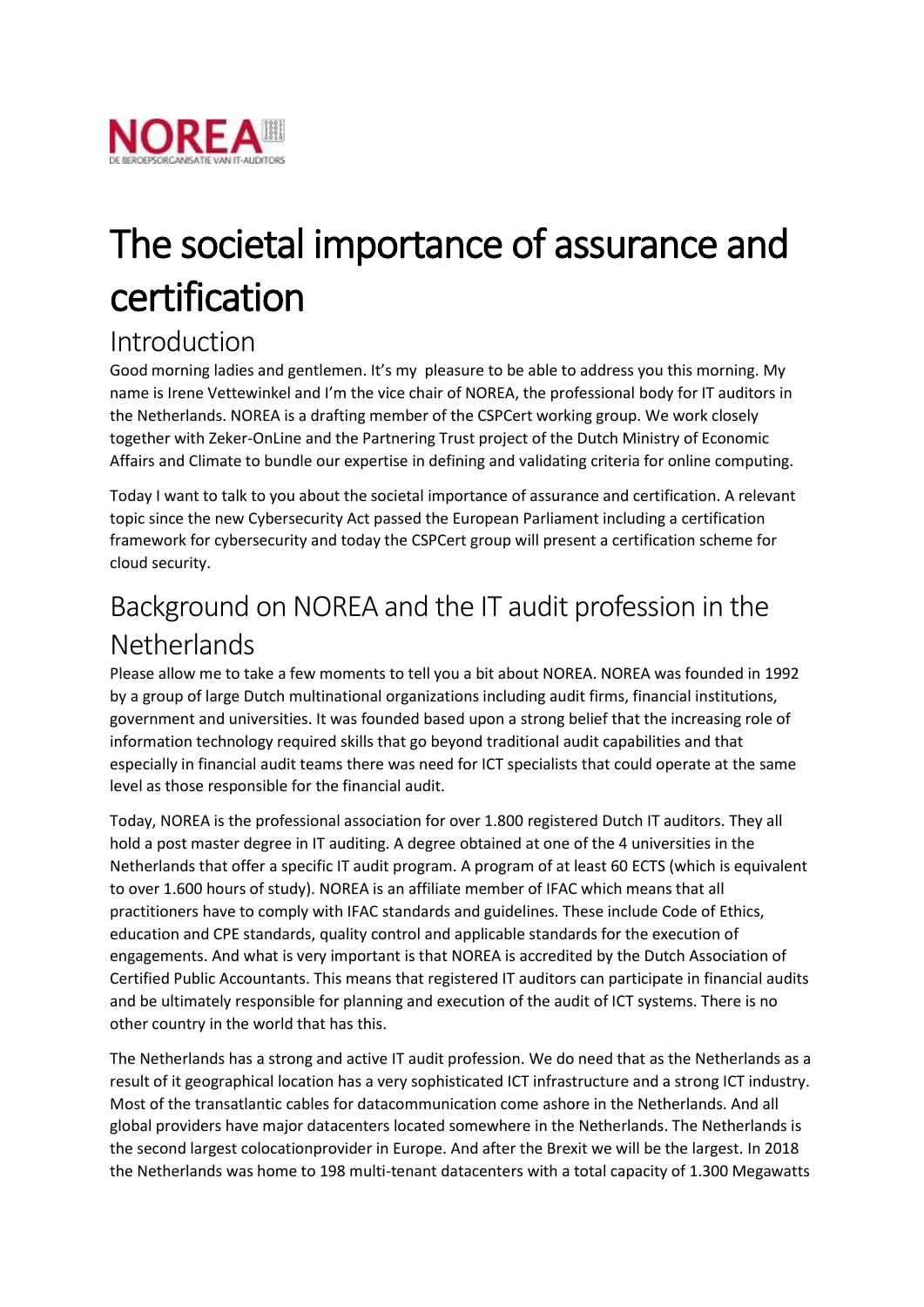NOREA

DE BEROEPSORGANISATIE VAN IT-AUDITORS

# The societal importance of assurance and certification

## Introduction

Good morning ladies and gentlemen. It's my pleasure to be able to address you this morning. My name is Irene Vettewinkel and I'm the vice chair of NOREA, the professional body for IT auditors in the Netherlands. NOREA is a drafting member of the CSPCert working group. We work closely together with Zeker-OnLine and the Partnering Trust project of the Dutch Ministry of Economic Affairs and Climate to bundle our expertise in defining and validating criteria for online computing.

Today I want to talk to you about the societal importance of assurance and certification. A relevant topic since the new Cybersecurity Act passed the European Parliament including a certification framework for cybersecurity and today the CSPCert group will present a certification scheme for cloud security.

## Background on NOREA and the IT audit profession in the Netherlands

Please allow me to take a few moments to tell you a bit about NOREA. NOREA was founded in 1992 by a group of large Dutch multinational organizations including audit firms, financial institutions, government and universities. It was founded based upon a strong belief that the increasing role of information technology required skills that go beyond traditional audit capabilities and that especially in financial audit teams there was need for ICT specialists that could operate at the same level as those responsible for the financial audit.

Today, NOREA is the professional association for over 1.800 registered Dutch IT auditors. They all hold a post master degree in IT auditing. A degree obtained at one of the 4 universities in the Netherlands that offer a specific IT audit program. A program of at least 60 ECTS (which is equivalent to over 1.600 hours of study). NOREA is an affiliate member of IFAC which means that all practitioners have to comply with IFAC standards and guidelines. These include Code of Ethics, education and CPE standards, quality control and applicable standards for the execution of engagements. And what is very important is that NOREA is accredited by the Dutch Association of Certified Public Accountants. This means that registered IT auditors can participate in financial audits and be ultimately responsible for planning and execution of the audit of ICT systems. There is no other country in the world that has this.

The Netherlands has a strong and active IT audit profession. We do need that as the Netherlands as a result of it geographical location has a very sophisticated ICT infrastructure and a strong ICT industry. Most of the transatlantic cables for datacommunication come ashore in the Netherlands. And all global providers have major datacenters located somewhere in the Netherlands. The Netherlands is the second largest colocationprovider in Europe. And after the Brexit we will be the largest. In 2018 the Netherlands was home to 198 multi-tenant datacenters with a total capacity of 1.300 Megawatts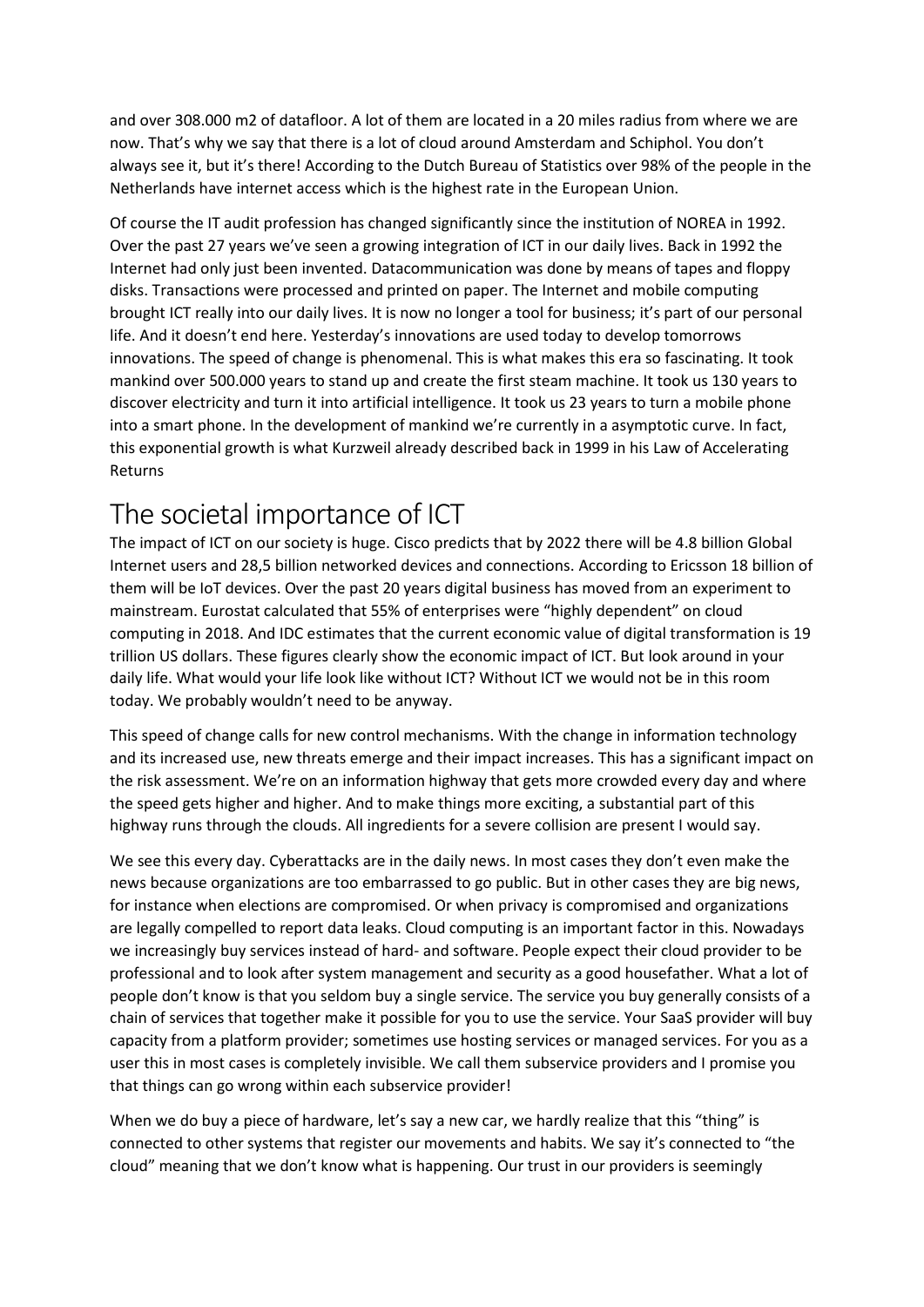and over 308.000 m2 of datafloor. A lot of them are located in a 20 miles radius from where we are now. That's why we say that there is a lot of cloud around Amsterdam and Schiphol. You don't always see it, but it's there! According to the Dutch Bureau of Statistics over 98% of the people in the Netherlands have internet access which is the highest rate in the European Union.

Of course the IT audit profession has changed significantly since the institution of NOREA in 1992. Over the past 27 years we've seen a growing integration of ICT in our daily lives. Back in 1992 the Internet had only just been invented. Datacommunication was done by means of tapes and floppy disks. Transactions were processed and printed on paper. The Internet and mobile computing brought ICT really into our daily lives. It is now no longer a tool for business; it's part of our personal life. And it doesn't end here. Yesterday's innovations are used today to develop tomorrows innovations. The speed of change is phenomenal. This is what makes this era so fascinating. It took mankind over 500.000 years to stand up and create the first steam machine. It took us 130 years to discover electricity and turn it into artificial intelligence. It took us 23 years to turn a mobile phone into a smart phone. In the development of mankind we're currently in a asymptotic curve. In fact, this exponential growth is what Kurzweil already described back in 1999 in his Law of Accelerating Returns

# The societal importance of ICT

The impact of ICT on our society is huge. Cisco predicts that by 2022 there will be 4.8 billion Global Internet users and 28,5 billion networked devices and connections. According to Ericsson 18 billion of them will be IoT devices. Over the past 20 years digital business has moved from an experiment to mainstream. Eurostat calculated that 55% of enterprises were "highly dependent" on cloud computing in 2018. And IDC estimates that the current economic value of digital transformation is 19 trillion US dollars. These figures clearly show the economic impact of ICT. But look around in your daily life. What would your life look like without ICT? Without ICT we would not be in this room today. We probably wouldn't need to be anyway.

This speed of change calls for new control mechanisms. With the change in information technology and its increased use, new threats emerge and their impact increases. This has a significant impact on the risk assessment. We're on an information highway that gets more crowded every day and where the speed gets higher and higher. And to make things more exciting, a substantial part of this highway runs through the clouds. All ingredients for a severe collision are present I would say.

We see this every day. Cyberattacks are in the daily news. In most cases they don't even make the news because organizations are too embarrassed to go public. But in other cases they are big news, for instance when elections are compromised. Or when privacy is compromised and organizations are legally compelled to report data leaks. Cloud computing is an important factor in this. Nowadays we increasingly buy services instead of hard- and software. People expect their cloud provider to be professional and to look after system management and security as a good housefather. What a lot of people don't know is that you seldom buy a single service. The service you buy generally consists of a chain of services that together make it possible for you to use the service. Your SaaS provider will buy capacity from a platform provider; sometimes use hosting services or managed services. For you as a user this in most cases is completely invisible. We call them subservice providers and I promise you that things can go wrong within each subservice provider!

When we do buy a piece of hardware, let's say a new car, we hardly realize that this "thing" is connected to other systems that register our movements and habits. We say it's connected to "the cloud" meaning that we don't know what is happening. Our trust in our providers is seemingly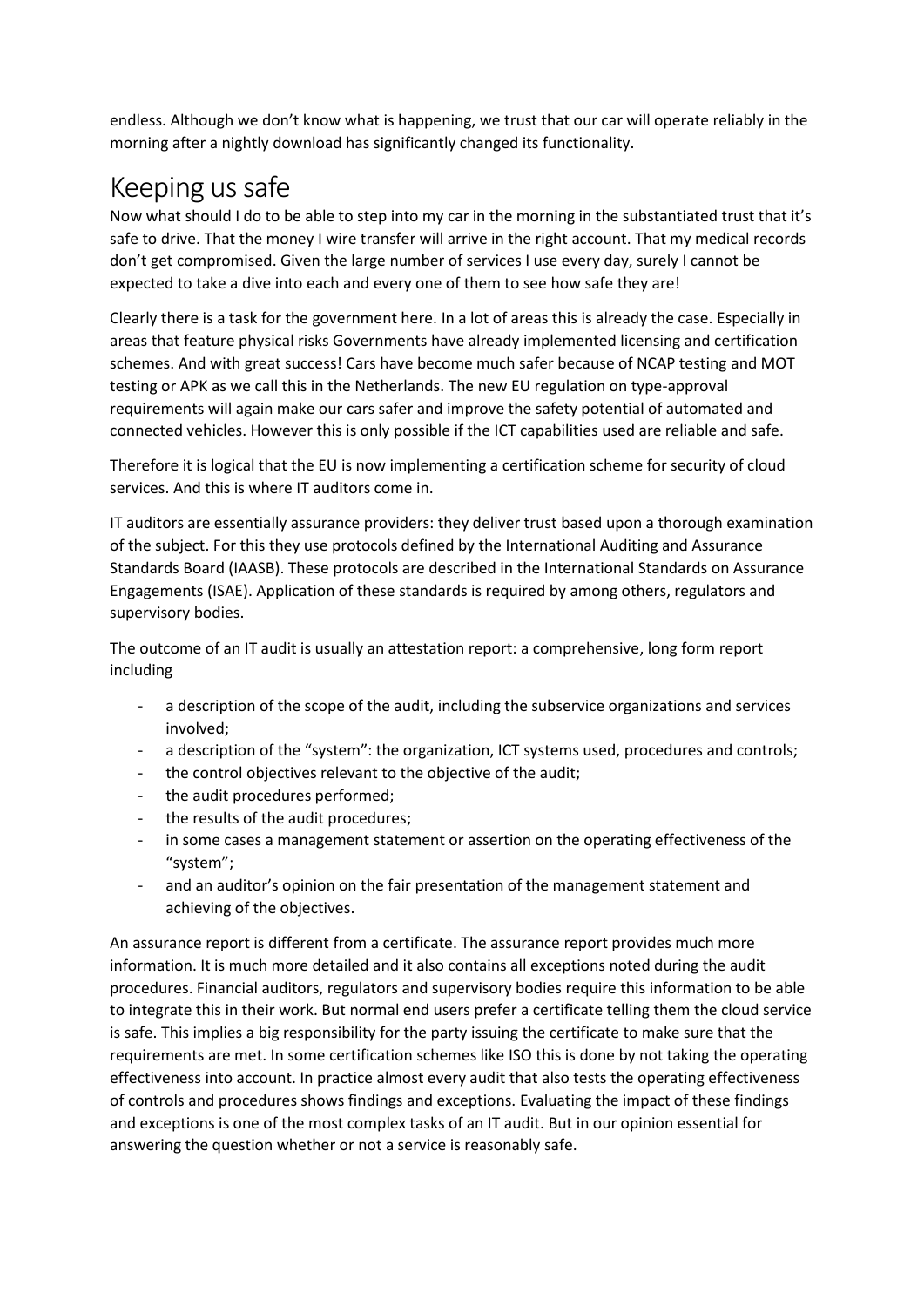endless. Although we don't know what is happening, we trust that our car will operate reliably in the morning after a nightly download has significantly changed its functionality.

## Keeping us safe

Now what should I do to be able to step into my car in the morning in the substantiated trust that it's safe to drive. That the money I wire transfer will arrive in the right account. That my medical records don't get compromised. Given the large number of services I use every day, surely I cannot be expected to take a dive into each and every one of them to see how safe they are!

Clearly there is a task for the government here. In a lot of areas this is already the case. Especially in areas that feature physical risks Governments have already implemented licensing and certification schemes. And with great success! Cars have become much safer because of NCAP testing and MOT testing or APK as we call this in the Netherlands. The new EU regulation on type-approval requirements will again make our cars safer and improve the safety potential of automated and connected vehicles. However this is only possible if the ICT capabilities used are reliable and safe.

Therefore it is logical that the EU is now implementing a certification scheme for security of cloud services. And this is where IT auditors come in.

IT auditors are essentially assurance providers: they deliver trust based upon a thorough examination of the subject. For this they use protocols defined by the International Auditing and Assurance Standards Board (IAASB). These protocols are described in the International Standards on Assurance Engagements (ISAE). Application of these standards is required by among others, regulators and supervisory bodies.

The outcome of an IT audit is usually an attestation report: a comprehensive, long form report including

- a description of the scope of the audit, including the subservice organizations and services involved;
- a description of the "system": the organization, ICT systems used, procedures and controls;
- the control objectives relevant to the objective of the audit;
- the audit procedures performed;
- the results of the audit procedures;
- in some cases a management statement or assertion on the operating effectiveness of the "system";
- and an auditor's opinion on the fair presentation of the management statement and achieving of the objectives.

An assurance report is different from a certificate. The assurance report provides much more information. It is much more detailed and it also contains all exceptions noted during the audit procedures. Financial auditors, regulators and supervisory bodies require this information to be able to integrate this in their work. But normal end users prefer a certificate telling them the cloud service is safe. This implies a big responsibility for the party issuing the certificate to make sure that the requirements are met. In some certification schemes like ISO this is done by not taking the operating effectiveness into account. In practice almost every audit that also tests the operating effectiveness of controls and procedures shows findings and exceptions. Evaluating the impact of these findings and exceptions is one of the most complex tasks of an IT audit. But in our opinion essential for answering the question whether or not a service is reasonably safe.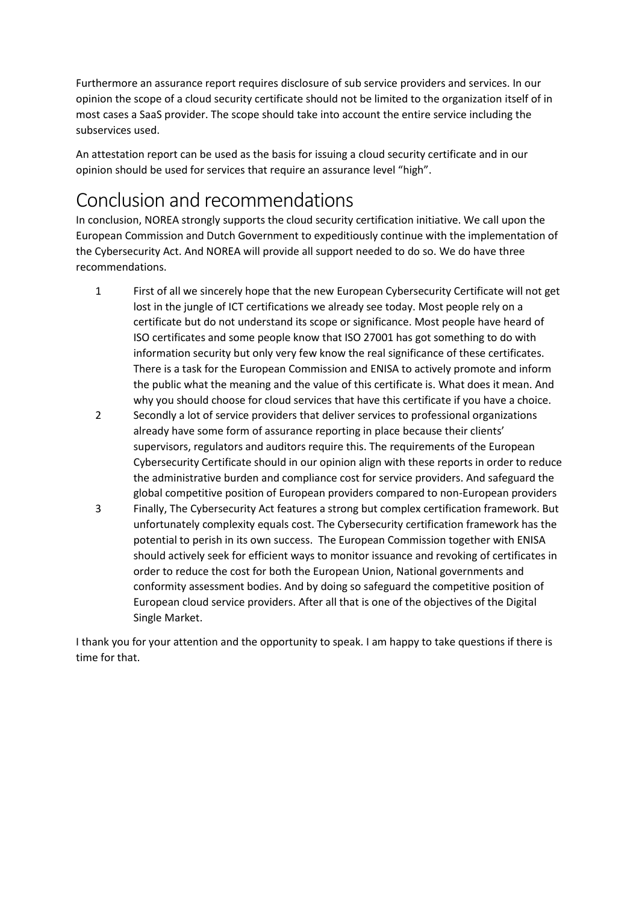Furthermore an assurance report requires disclosure of sub service providers and services. In our opinion the scope of a cloud security certificate should not be limited to the organization itself of in most cases a SaaS provider. The scope should take into account the entire service including the subservices used.

An attestation report can be used as the basis for issuing a cloud security certificate and in our opinion should be used for services that require an assurance level "high".

# Conclusion and recommendations

In conclusion, NOREA strongly supports the cloud security certification initiative. We call upon the European Commission and Dutch Government to expeditiously continue with the implementation of the Cybersecurity Act. And NOREA will provide all support needed to do so. We do have three recommendations.

1. First of all we sincerely hope that the new European Cybersecurity Certificate will not get lost in the jungle of ICT certifications we already see today. Most people rely on a certificate but do not understand its scope or significance. Most people have heard of ISO certificates and some people know that ISO 27001 has got something to do with information security but only very few know the real significance of these certificates. There is a task for the European Commission and ENISA to actively promote and inform the public what the meaning and the value of this certificate is. What does it mean. And why you should choose for cloud services that have this certificate if you have a choice.
2. Secondly a lot of service providers that deliver services to professional organizations already have some form of assurance reporting in place because their clients' supervisors, regulators and auditors require this. The requirements of the European Cybersecurity Certificate should in our opinion align with these reports in order to reduce the administrative burden and compliance cost for service providers. And safeguard the global competitive position of European providers compared to non-European providers
3. Finally, The Cybersecurity Act features a strong but complex certification framework. But unfortunately complexity equals cost. The Cybersecurity certification framework has the potential to perish in its own success. The European Commission together with ENISA should actively seek for efficient ways to monitor issuance and revoking of certificates in order to reduce the cost for both the European Union, National governments and conformity assessment bodies. And by doing so safeguard the competitive position of European cloud service providers. After all that is one of the objectives of the Digital Single Market.

I thank you for your attention and the opportunity to speak. I am happy to take questions if there is time for that.